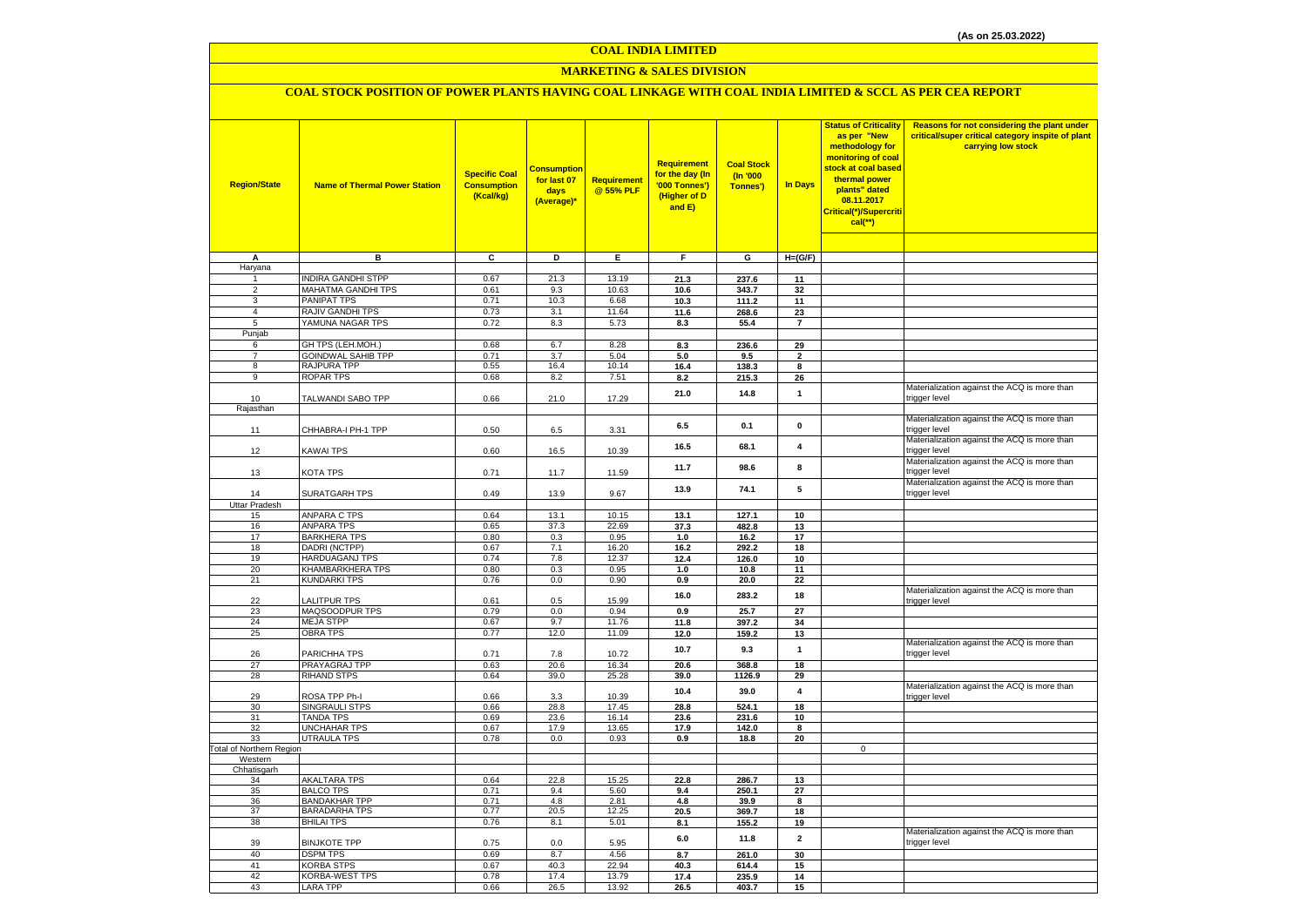(As on 25.03.2022)

# COAL INDIA LIMITED

## MARKETING & SALES DIVISION

### COAL STOCK POSITION OF POWER PLANTS HAVING COAL LINKAGE WITH COAL INDIA LIMITED & SCCL AS PER CEA REPORT

| Region/State | Name of Thermal Power Station | Specific Coal Consumption (Kcal/kg) | Consumption for last 07 days (Average)* | Requirement @ 55% PLF | Requirement for the day (In '000 Tonnes') (Higher of D and E) | Coal Stock (In '000 Tonnes') | In Days | Status of Criticality as per "New methodology for monitoring of coal stock at coal based thermal power plants" dated 08.11.2017 Critical(*)/Supercritical(**) | Reasons for not considering the plant under critical/super critical category inspite of plant carrying low stock |
|---|---|---|---|---|---|---|---|---|---|
| A | B | C | D | E | F | G | H=(G/F) | | |
| Haryana | | | | | | | | | |
| 1 | INDIRA GANDHI STPP | 0.67 | 21.3 | 13.19 | 21.3 | 237.6 | 11 | | |
| 2 | MAHATMA GANDHI TPS | 0.61 | 9.3 | 10.63 | 10.6 | 343.7 | 32 | | |
| 3 | PANIPAT TPS | 0.71 | 10.3 | 6.68 | 10.3 | 111.2 | 11 | | |
| 4 | RAJIV GANDHI TPS | 0.73 | 3.1 | 11.64 | 11.6 | 268.6 | 23 | | |
| 5 | YAMUNA NAGAR TPS | 0.72 | 8.3 | 5.73 | 8.3 | 55.4 | 7 | | |
| Punjab | | | | | | | | | |
| 6 | GH TPS (LEH.MOH.) | 0.68 | 6.7 | 8.28 | 8.3 | 236.6 | 29 | | |
| 7 | GOINDWAL SAHIB TPP | 0.71 | 3.7 | 5.04 | 5.0 | 9.5 | 2 | | |
| 8 | RAJPURA TPP | 0.55 | 16.4 | 10.14 | 16.4 | 138.3 | 8 | | |
| 9 | ROPAR TPS | 0.68 | 8.2 | 7.51 | 8.2 | 215.3 | 26 | | |
| 10 | TALWANDI SABO TPP | 0.66 | 21.0 | 17.29 | 21.0 | 14.8 | 1 | | Materialization against the ACQ is more than trigger level |
| Rajasthan | | | | | | | | | |
| 11 | CHHABRA-I PH-1 TPP | 0.50 | 6.5 | 3.31 | 6.5 | 0.1 | 0 | | Materialization against the ACQ is more than trigger level |
| 12 | KAWAI TPS | 0.60 | 16.5 | 10.39 | 16.5 | 68.1 | 4 | | Materialization against the ACQ is more than trigger level |
| 13 | KOTA TPS | 0.71 | 11.7 | 11.59 | 11.7 | 98.6 | 8 | | Materialization against the ACQ is more than trigger level |
| 14 | SURATGARH TPS | 0.49 | 13.9 | 9.67 | 13.9 | 74.1 | 5 | | Materialization against the ACQ is more than trigger level |
| Uttar Pradesh | | | | | | | | | |
| 15 | ANPARA C TPS | 0.64 | 13.1 | 10.15 | 13.1 | 127.1 | 10 | | |
| 16 | ANPARA TPS | 0.65 | 37.3 | 22.69 | 37.3 | 482.8 | 13 | | |
| 17 | BARKHERA TPS | 0.80 | 0.3 | 0.95 | 1.0 | 16.2 | 17 | | |
| 18 | DADRI (NCTPP) | 0.67 | 7.1 | 16.20 | 16.2 | 292.2 | 18 | | |
| 19 | HARDUAGANJ TPS | 0.74 | 7.8 | 12.37 | 12.4 | 126.0 | 10 | | |
| 20 | KHAMBARKHERA TPS | 0.80 | 0.3 | 0.95 | 1.0 | 10.8 | 11 | | |
| 21 | KUNDARKI TPS | 0.76 | 0.0 | 0.90 | 0.9 | 20.0 | 22 | | |
| 22 | LALITPUR TPS | 0.61 | 0.5 | 15.99 | 16.0 | 283.2 | 18 | | Materialization against the ACQ is more than trigger level |
| 23 | MAQSOODPUR TPS | 0.79 | 0.0 | 0.94 | 0.9 | 25.7 | 27 | | |
| 24 | MEJA STPP | 0.67 | 9.7 | 11.76 | 11.8 | 397.2 | 34 | | |
| 25 | OBRA TPS | 0.77 | 12.0 | 11.09 | 12.0 | 159.2 | 13 | | |
| 26 | PARICHHA TPS | 0.71 | 7.8 | 10.72 | 10.7 | 9.3 | 1 | | Materialization against the ACQ is more than trigger level |
| 27 | PRAYAGRAJ TPP | 0.63 | 20.6 | 16.34 | 20.6 | 368.8 | 18 | | |
| 28 | RIHAND STPS | 0.64 | 39.0 | 25.28 | 39.0 | 1126.9 | 29 | | |
| 29 | ROSA TPP Ph-I | 0.66 | 3.3 | 10.39 | 10.4 | 39.0 | 4 | | Materialization against the ACQ is more than trigger level |
| 30 | SINGRAULI STPS | 0.66 | 28.8 | 17.45 | 28.8 | 524.1 | 18 | | |
| 31 | TANDA TPS | 0.69 | 23.6 | 16.14 | 23.6 | 231.6 | 10 | | |
| 32 | UNCHAHAR TPS | 0.67 | 17.9 | 13.65 | 17.9 | 142.0 | 8 | | |
| 33 | UTRAULA TPS | 0.78 | 0.0 | 0.93 | 0.9 | 18.8 | 20 | | |
| Total of Northern Region | | | | | | | | 0 | |
| Western | | | | | | | | | |
| Chhatisgarh | | | | | | | | | |
| 34 | AKALTARA TPS | 0.64 | 22.8 | 15.25 | 22.8 | 286.7 | 13 | | |
| 35 | BALCO TPS | 0.71 | 9.4 | 5.60 | 9.4 | 250.1 | 27 | | |
| 36 | BANDAKHAR TPP | 0.71 | 4.8 | 2.81 | 4.8 | 39.9 | 8 | | |
| 37 | BARADARHA TPS | 0.77 | 20.5 | 12.25 | 20.5 | 369.7 | 18 | | |
| 38 | BHILAI TPS | 0.76 | 8.1 | 5.01 | 8.1 | 155.2 | 19 | | |
| 39 | BINJKOTE TPP | 0.75 | 0.0 | 5.95 | 6.0 | 11.8 | 2 | | Materialization against the ACQ is more than trigger level |
| 40 | DSPM TPS | 0.69 | 8.7 | 4.56 | 8.7 | 261.0 | 30 | | |
| 41 | KORBA STPS | 0.67 | 40.3 | 22.94 | 40.3 | 614.4 | 15 | | |
| 42 | KORBA-WEST TPS | 0.78 | 17.4 | 13.79 | 17.4 | 235.9 | 14 | | |
| 43 | LARA TPP | 0.66 | 26.5 | 13.92 | 26.5 | 403.7 | 15 | | |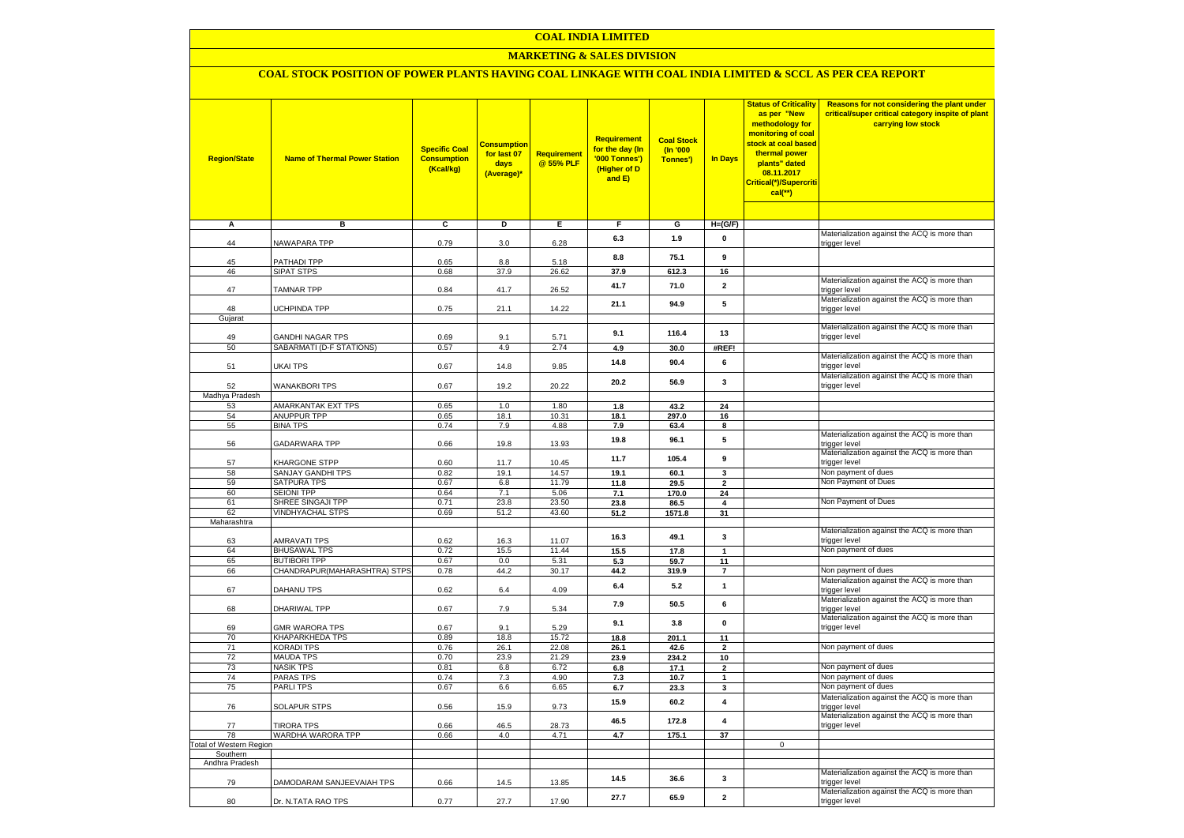# COAL INDIA LIMITED

## MARKETING & SALES DIVISION

### COAL STOCK POSITION OF POWER PLANTS HAVING COAL LINKAGE WITH COAL INDIA LIMITED & SCCL AS PER CEA REPORT

| Region/State | Name of Thermal Power Station | Specific Coal Consumption (Kcal/kg) | Consumption for last 07 days (Average)* | Requirement @ 55% PLF | Requirement for the day (In '000 Tonnes') (Higher of D and E) | Coal Stock (In '000 Tonnes') | In Days | Status of Criticality as per "New methodology for monitoring of coal stock at coal based thermal power plants" dated 08.11.2017 Critical(*)/Supercritical(**) | Reasons for not considering the plant under critical/super critical category inspite of plant carrying low stock |
|---|---|---|---|---|---|---|---|---|---|
| A | B | C | D | E | F | G | H=(G/F) | | |
| 44 | NAWAPARA TPP | 0.79 | 3.0 | 6.28 | 6.3 | 1.9 | 0 | | Materialization against the ACQ is more than trigger level |
| 45 | PATHADI TPP | 0.65 | 8.8 | 5.18 | 8.8 | 75.1 | 9 | | |
| 46 | SIPAT STPS | 0.68 | 37.9 | 26.62 | 37.9 | 612.3 | 16 | | |
| 47 | TAMNAR TPP | 0.84 | 41.7 | 26.52 | 41.7 | 71.0 | 2 | | Materialization against the ACQ is more than trigger level |
| 48 | UCHPINDA TPP | 0.75 | 21.1 | 14.22 | 21.1 | 94.9 | 5 | | Materialization against the ACQ is more than trigger level |
| Gujarat | | | | | | | | | |
| 49 | GANDHI NAGAR TPS | 0.69 | 9.1 | 5.71 | 9.1 | 116.4 | 13 | | Materialization against the ACQ is more than trigger level |
| 50 | SABARMATI (D-F STATIONS) | 0.57 | 4.9 | 2.74 | 4.9 | 30.0 | #REF! | | |
| 51 | UKAI TPS | 0.67 | 14.8 | 9.85 | 14.8 | 90.4 | 6 | | Materialization against the ACQ is more than trigger level |
| 52 | WANAKBORI TPS | 0.67 | 19.2 | 20.22 | 20.2 | 56.9 | 3 | | Materialization against the ACQ is more than trigger level |
| Madhya Pradesh | | | | | | | | | |
| 53 | AMARKANTAK EXT TPS | 0.65 | 1.0 | 1.80 | 1.8 | 43.2 | 24 | | |
| 54 | ANUPPUR TPP | 0.65 | 18.1 | 10.31 | 18.1 | 297.0 | 16 | | |
| 55 | BINA TPS | 0.74 | 7.9 | 4.88 | 7.9 | 63.4 | 8 | | |
| 56 | GADARWARA TPP | 0.66 | 19.8 | 13.93 | 19.8 | 96.1 | 5 | | Materialization against the ACQ is more than trigger level |
| 57 | KHARGONE STPP | 0.60 | 11.7 | 10.45 | 11.7 | 105.4 | 9 | | Materialization against the ACQ is more than trigger level |
| 58 | SANJAY GANDHI TPS | 0.82 | 19.1 | 14.57 | 19.1 | 60.1 | 3 | | Non payment of dues |
| 59 | SATPURA TPS | 0.67 | 6.8 | 11.79 | 11.8 | 29.5 | 2 | | Non Payment of Dues |
| 60 | SEIONI TPP | 0.64 | 7.1 | 5.06 | 7.1 | 170.0 | 24 | | |
| 61 | SHREE SINGAJI TPP | 0.71 | 23.8 | 23.50 | 23.8 | 86.5 | 4 | | Non Payment of Dues |
| 62 | VINDHYACHAL STPS | 0.69 | 51.2 | 43.60 | 51.2 | 1571.8 | 31 | | |
| Maharashtra | | | | | | | | | |
| 63 | AMRAVATI TPS | 0.62 | 16.3 | 11.07 | 16.3 | 49.1 | 3 | | Materialization against the ACQ is more than trigger level |
| 64 | BHUSAWAL TPS | 0.72 | 15.5 | 11.44 | 15.5 | 17.8 | 1 | | Non payment of dues |
| 65 | BUTIBORI TPP | 0.67 | 0.0 | 5.31 | 5.3 | 59.7 | 11 | | |
| 66 | CHANDRAPUR(MAHARASHTRA) STPS | 0.78 | 44.2 | 30.17 | 44.2 | 319.9 | 7 | | Non payment of dues |
| 67 | DAHANU TPS | 0.62 | 6.4 | 4.09 | 6.4 | 5.2 | 1 | | Materialization against the ACQ is more than trigger level |
| 68 | DHARIWAL TPP | 0.67 | 7.9 | 5.34 | 7.9 | 50.5 | 6 | | Materialization against the ACQ is more than trigger level |
| 69 | GMR WARORA TPS | 0.67 | 9.1 | 5.29 | 9.1 | 3.8 | 0 | | Materialization against the ACQ is more than trigger level |
| 70 | KHAPARKHEDA TPS | 0.89 | 18.8 | 15.72 | 18.8 | 201.1 | 11 | | |
| 71 | KORADI TPS | 0.76 | 26.1 | 22.08 | 26.1 | 42.6 | 2 | | Non payment of dues |
| 72 | MAUDA TPS | 0.70 | 23.9 | 21.29 | 23.9 | 234.2 | 10 | | |
| 73 | NASIK TPS | 0.81 | 6.8 | 6.72 | 6.8 | 17.1 | 2 | | Non payment of dues |
| 74 | PARAS TPS | 0.74 | 7.3 | 4.90 | 7.3 | 10.7 | 1 | | Non payment of dues |
| 75 | PARLI TPS | 0.67 | 6.6 | 6.65 | 6.7 | 23.3 | 3 | | Non payment of dues |
| 76 | SOLAPUR STPS | 0.56 | 15.9 | 9.73 | 15.9 | 60.2 | 4 | | Materialization against the ACQ is more than trigger level |
| 77 | TIRORA TPS | 0.66 | 46.5 | 28.73 | 46.5 | 172.8 | 4 | | Materialization against the ACQ is more than trigger level |
| 78 | WARDHA WARORA TPP | 0.66 | 4.0 | 4.71 | 4.7 | 175.1 | 37 | | |
| Total of Western Region | | | | | | | | 0 | |
| Southern | | | | | | | | | |
| Andhra Pradesh | | | | | | | | | |
| 79 | DAMODARAM SANJEEVAIAH TPS | 0.66 | 14.5 | 13.85 | 14.5 | 36.6 | 3 | | Materialization against the ACQ is more than trigger level |
| 80 | Dr. N.TATA RAO TPS | 0.77 | 27.7 | 17.90 | 27.7 | 65.9 | 2 | | Materialization against the ACQ is more than trigger level |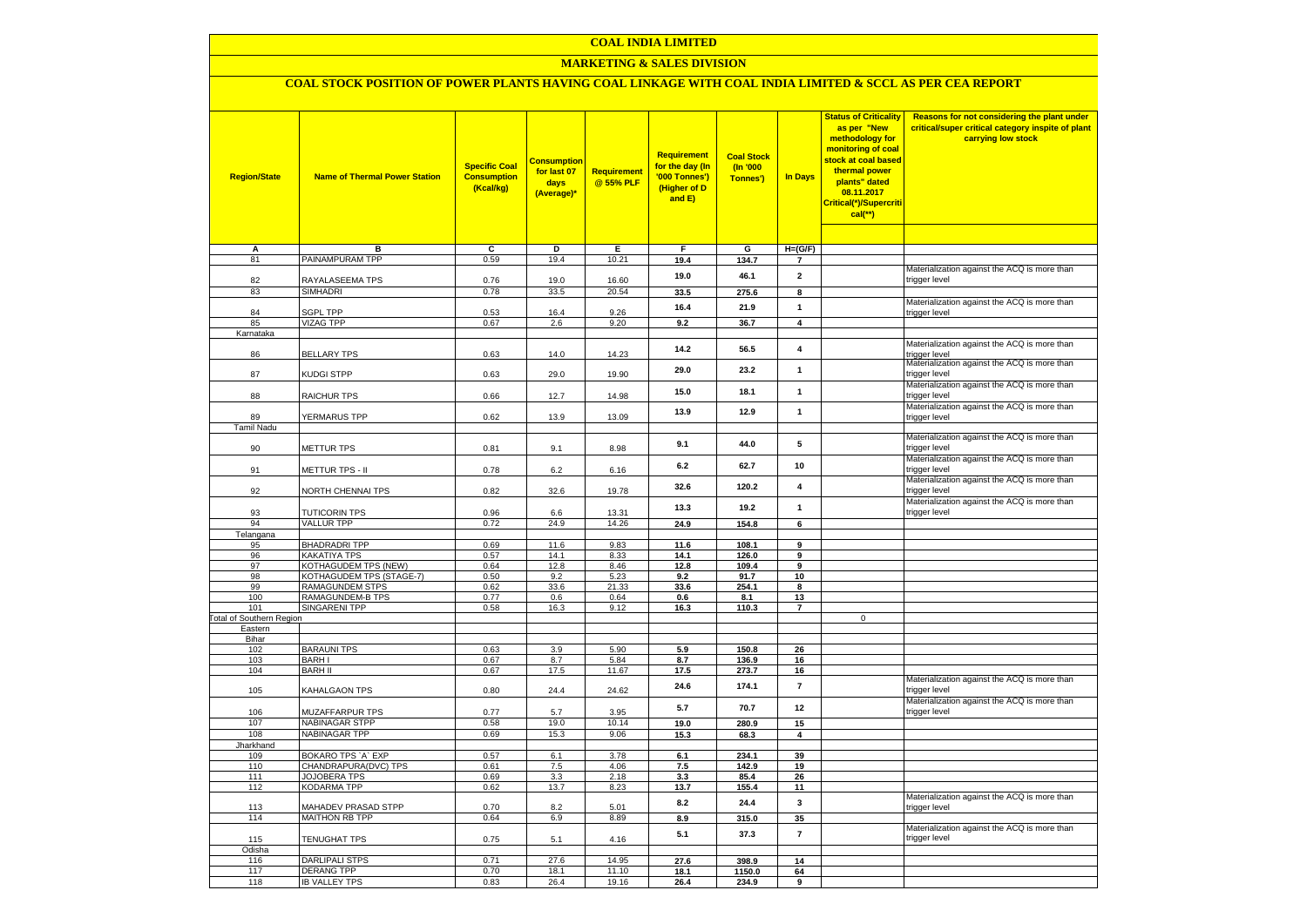# COAL INDIA LIMITED

## MARKETING & SALES DIVISION

### COAL STOCK POSITION OF POWER PLANTS HAVING COAL LINKAGE WITH COAL INDIA LIMITED & SCCL AS PER CEA REPORT

| Region/State | Name of Thermal Power Station | Specific Coal Consumption (Kcal/kg) | Consumption for last 07 days (Average)* | Requirement @ 55% PLF | Requirement for the day (In '000 Tonnes') (Higher of D and E) | Coal Stock (In '000 Tonnes') | In Days | Status of Criticality as per "New methodology for monitoring of coal stock at coal based thermal power plants" dated 08.11.2017 Critical(*)/Supercritical(**) | Reasons for not considering the plant under critical/super critical category inspite of plant carrying low stock |
|---|---|---|---|---|---|---|---|---|---|
| A | B | C | D | E | F | G | H=(G/F) | | |
| 81 | PAINAMPURAM TPP | 0.59 | 19.4 | 10.21 | 19.4 | 134.7 | 7 | | |
| 82 | RAYALASEEMA TPS | 0.76 | 19.0 | 16.60 | 19.0 | 46.1 | 2 | | Materialization against the ACQ is more than trigger level |
| 83 | SIMHADRI | 0.78 | 33.5 | 20.54 | 33.5 | 275.6 | 8 | | |
| 84 | SGPL TPP | 0.53 | 16.4 | 9.26 | 16.4 | 21.9 | 1 | | Materialization against the ACQ is more than trigger level |
| 85 | VIZAG TPP | 0.67 | 2.6 | 9.20 | 9.2 | 36.7 | 4 | | |
| Karnataka | | | | | | | | | |
| 86 | BELLARY TPS | 0.63 | 14.0 | 14.23 | 14.2 | 56.5 | 4 | | Materialization against the ACQ is more than trigger level |
| 87 | KUDGI STPP | 0.63 | 29.0 | 19.90 | 29.0 | 23.2 | 1 | | Materialization against the ACQ is more than trigger level |
| 88 | RAICHUR TPS | 0.66 | 12.7 | 14.98 | 15.0 | 18.1 | 1 | | Materialization against the ACQ is more than trigger level |
| 89 | YERMARUS TPP | 0.62 | 13.9 | 13.09 | 13.9 | 12.9 | 1 | | Materialization against the ACQ is more than trigger level |
| Tamil Nadu | | | | | | | | | |
| 90 | METTUR TPS | 0.81 | 9.1 | 8.98 | 9.1 | 44.0 | 5 | | Materialization against the ACQ is more than trigger level |
| 91 | METTUR TPS - II | 0.78 | 6.2 | 6.16 | 6.2 | 62.7 | 10 | | Materialization against the ACQ is more than trigger level |
| 92 | NORTH CHENNAI TPS | 0.82 | 32.6 | 19.78 | 32.6 | 120.2 | 4 | | Materialization against the ACQ is more than trigger level |
| 93 | TUTICORIN TPS | 0.96 | 6.6 | 13.31 | 13.3 | 19.2 | 1 | | Materialization against the ACQ is more than trigger level |
| 94 | VALLUR TPP | 0.72 | 24.9 | 14.26 | 24.9 | 154.8 | 6 | | |
| Telangana | | | | | | | | | |
| 95 | BHADRADRI TPP | 0.69 | 11.6 | 9.83 | 11.6 | 108.1 | 9 | | |
| 96 | KAKATIYA TPS | 0.57 | 14.1 | 8.33 | 14.1 | 126.0 | 9 | | |
| 97 | KOTHAGUDEM TPS (NEW) | 0.64 | 12.8 | 8.46 | 12.8 | 109.4 | 9 | | |
| 98 | KOTHAGUDEM TPS (STAGE-7) | 0.50 | 9.2 | 5.23 | 9.2 | 91.7 | 10 | | |
| 99 | RAMAGUNDEM STPS | 0.62 | 33.6 | 21.33 | 33.6 | 254.1 | 8 | | |
| 100 | RAMAGUNDEM-B TPS | 0.77 | 0.6 | 0.64 | 0.6 | 8.1 | 13 | | |
| 101 | SINGARENI TPP | 0.58 | 16.3 | 9.12 | 16.3 | 110.3 | 7 | | |
| Total of Southern Region | | | | | | | | 0 | |
| Eastern | | | | | | | | | |
| Bihar | | | | | | | | | |
| 102 | BARAUNI TPS | 0.63 | 3.9 | 5.90 | 5.9 | 150.8 | 26 | | |
| 103 | BARH I | 0.67 | 8.7 | 5.84 | 8.7 | 136.9 | 16 | | |
| 104 | BARH II | 0.67 | 17.5 | 11.67 | 17.5 | 273.7 | 16 | | |
| 105 | KAHALGAON TPS | 0.80 | 24.4 | 24.62 | 24.6 | 174.1 | 7 | | Materialization against the ACQ is more than trigger level |
| 106 | MUZAFFARPUR TPS | 0.77 | 5.7 | 3.95 | 5.7 | 70.7 | 12 | | Materialization against the ACQ is more than trigger level |
| 107 | NABINAGAR STPP | 0.58 | 19.0 | 10.14 | 19.0 | 280.9 | 15 | | |
| 108 | NABINAGAR TPP | 0.69 | 15.3 | 9.06 | 15.3 | 68.3 | 4 | | |
| Jharkhand | | | | | | | | | |
| 109 | BOKARO TPS `A` EXP | 0.57 | 6.1 | 3.78 | 6.1 | 234.1 | 39 | | |
| 110 | CHANDRAPURA(DVC) TPS | 0.61 | 7.5 | 4.06 | 7.5 | 142.9 | 19 | | |
| 111 | JOJOBERA TPS | 0.69 | 3.3 | 2.18 | 3.3 | 85.4 | 26 | | |
| 112 | KODARMA TPP | 0.62 | 13.7 | 8.23 | 13.7 | 155.4 | 11 | | |
| 113 | MAHADEV PRASAD STPP | 0.70 | 8.2 | 5.01 | 8.2 | 24.4 | 3 | | Materialization against the ACQ is more than trigger level |
| 114 | MAITHON RB TPP | 0.64 | 6.9 | 8.89 | 8.9 | 315.0 | 35 | | |
| 115 | TENUGHAT TPS | 0.75 | 5.1 | 4.16 | 5.1 | 37.3 | 7 | | Materialization against the ACQ is more than trigger level |
| Odisha | | | | | | | | | |
| 116 | DARLIPALI STPS | 0.71 | 27.6 | 14.95 | 27.6 | 398.9 | 14 | | |
| 117 | DERANG TPP | 0.70 | 18.1 | 11.10 | 18.1 | 1150.0 | 64 | | |
| 118 | IB VALLEY TPS | 0.83 | 26.4 | 19.16 | 26.4 | 234.9 | 9 | | |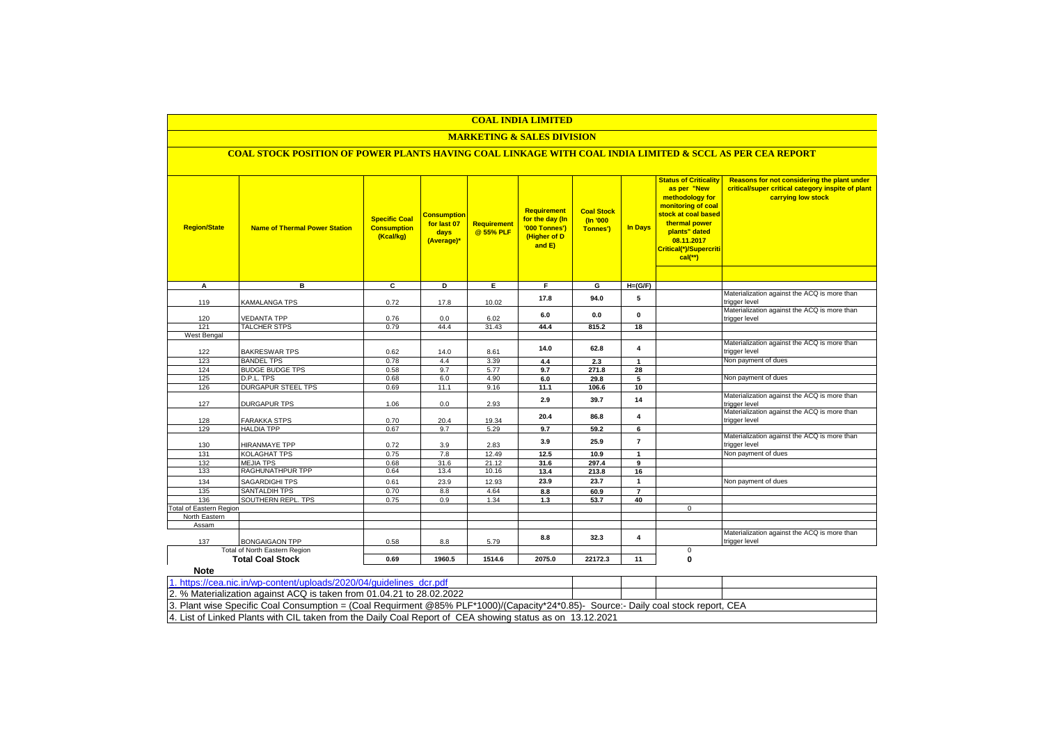# COAL INDIA LIMITED

## MARKETING & SALES DIVISION

### COAL STOCK POSITION OF POWER PLANTS HAVING COAL LINKAGE WITH COAL INDIA LIMITED & SCCL AS PER CEA REPORT

| Region/State | Name of Thermal Power Station | Specific Coal Consumption (Kcal/kg) | Consumption for last 07 days (Average)* | Requirement @ 55% PLF | Requirement for the day (In '000 Tonnes') (Higher of D and E) | Coal Stock (In '000 Tonnes') | In Days | Status of Criticality as per "New methodology for monitoring of coal stock at coal based thermal power plants" dated 08.11.2017 Critical(*)/Supercritical(**) | Reasons for not considering the plant under critical/super critical category inspite of plant carrying low stock |
|---|---|---|---|---|---|---|---|---|---|
| A | B | C | D | E | F | G | H=(G/F) | | |
| 119 | KAMALANGA TPS | 0.72 | 17.8 | 10.02 | 17.8 | 94.0 | 5 | | Materialization against the ACQ is more than trigger level |
| 120 | VEDANTA TPP | 0.76 | 0.0 | 6.02 | 6.0 | 0.0 | 0 | | Materialization against the ACQ is more than trigger level |
| 121 | TALCHER STPS | 0.79 | 44.4 | 31.43 | 44.4 | 815.2 | 18 | | |
| West Bengal | | | | | | | | | |
| 122 | BAKRESWAR TPS | 0.62 | 14.0 | 8.61 | 14.0 | 62.8 | 4 | | Materialization against the ACQ is more than trigger level |
| 123 | BANDEL TPS | 0.78 | 4.4 | 3.39 | 4.4 | 2.3 | 1 | | Non payment of dues |
| 124 | BUDGE BUDGE TPS | 0.58 | 9.7 | 5.77 | 9.7 | 271.8 | 28 | | |
| 125 | D.P.L. TPS | 0.68 | 6.0 | 4.90 | 6.0 | 29.8 | 5 | | Non payment of dues |
| 126 | DURGAPUR STEEL TPS | 0.69 | 11.1 | 9.16 | 11.1 | 106.6 | 10 | | |
| 127 | DURGAPUR TPS | 1.06 | 0.0 | 2.93 | 2.9 | 39.7 | 14 | | Materialization against the ACQ is more than trigger level |
| 128 | FARAKKA STPS | 0.70 | 20.4 | 19.34 | 20.4 | 86.8 | 4 | | Materialization against the ACQ is more than trigger level |
| 129 | HALDIA TPP | 0.67 | 9.7 | 5.29 | 9.7 | 59.2 | 6 | | |
| 130 | HIRANMAYE TPP | 0.72 | 3.9 | 2.83 | 3.9 | 25.9 | 7 | | Materialization against the ACQ is more than trigger level |
| 131 | KOLAGHAT TPS | 0.75 | 7.8 | 12.49 | 12.5 | 10.9 | 1 | | Non payment of dues |
| 132 | MEJIA TPS | 0.68 | 31.6 | 21.12 | 31.6 | 297.4 | 9 | | |
| 133 | RAGHUNATHPUR TPP | 0.64 | 13.4 | 10.16 | 13.4 | 213.8 | 16 | | |
| 134 | SAGARDIGHI TPS | 0.61 | 23.9 | 12.93 | 23.9 | 23.7 | 1 | | Non payment of dues |
| 135 | SANTALDIH TPS | 0.70 | 8.8 | 4.64 | 8.8 | 60.9 | 7 | | |
| 136 | SOUTHERN REPL. TPS | 0.75 | 0.9 | 1.34 | 1.3 | 53.7 | 40 | | |
| Total of Eastern Region | | | | | | | | 0 | |
| North Eastern | | | | | | | | | |
| Assam | | | | | | | | | |
| 137 | BONGAIGAON TPP | 0.58 | 8.8 | 5.79 | 8.8 | 32.3 | 4 | | Materialization against the ACQ is more than trigger level |
| Total of North Eastern Region | | | | | | | | 0 | |
| **Total Coal Stock** | | **0.69** | **1960.5** | **1514.6** | **2075.0** | **22172.3** | **11** | **0** | |

**Note**

1. https://cea.nic.in/wp-content/uploads/2020/04/guidelines_dcr.pdf
2. % Materialization against ACQ is taken from 01.04.21 to 28.02.2022
3. Plant wise Specific Coal Consumption = (Coal Requirment @85% PLF*1000)/(Capacity*24*0.85)- Source:- Daily coal stock report, CEA
4. List of Linked Plants with CIL taken from the Daily Coal Report of CEA showing status as on 13.12.2021